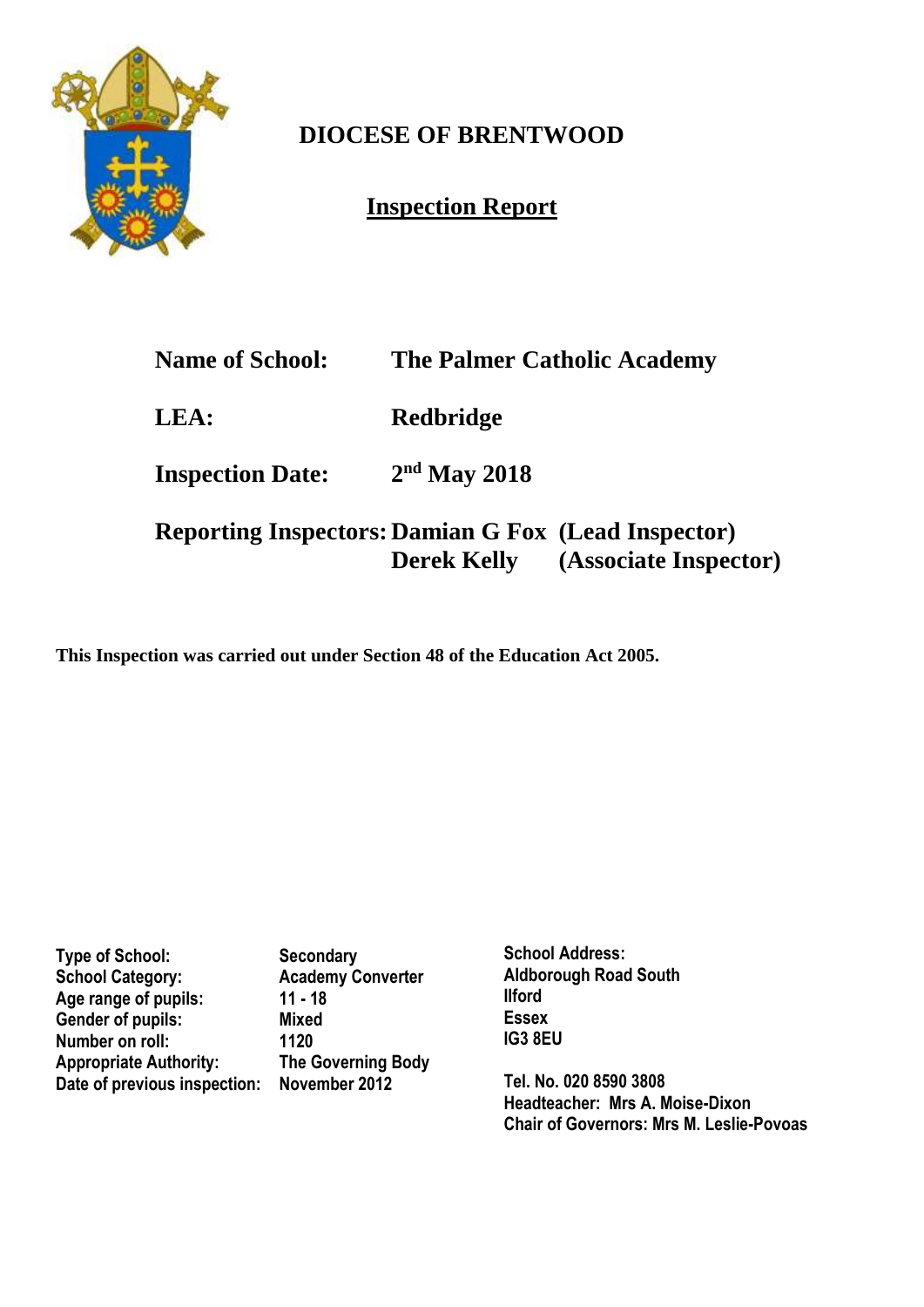# DIOCESE OF BRENTWOOD

## Inspection Report

| | |
|---|---|
| **Name of School:** | **The Palmer Catholic Academy** |
| **LEA:** | **Redbridge** |
| **Inspection Date:** | **2nd May 2018** |
| **Reporting Inspectors:** | **Damian G Fox (Lead Inspector)** |
| | **Derek Kelly (Associate Inspector)** |

**This Inspection was carried out under Section 48 of the Education Act 2005.**

| | |
|---|---|
| **Type of School:** | **Secondary** |
| **School Category:** | **Academy Converter** |
| **Age range of pupils:** | **11 - 18** |
| **Gender of pupils:** | **Mixed** |
| **Number on roll:** | **1120** |
| **Appropriate Authority:** | **The Governing Body** |
| **Date of previous inspection:** | **November 2012** |

**School Address:**
**Aldborough Road South**
**Ilford**
**Essex**
**IG3 8EU**

**Tel. No. 020 8590 3808**
**Headteacher: Mrs A. Moise-Dixon**
**Chair of Governors: Mrs M. Leslie-Povoas**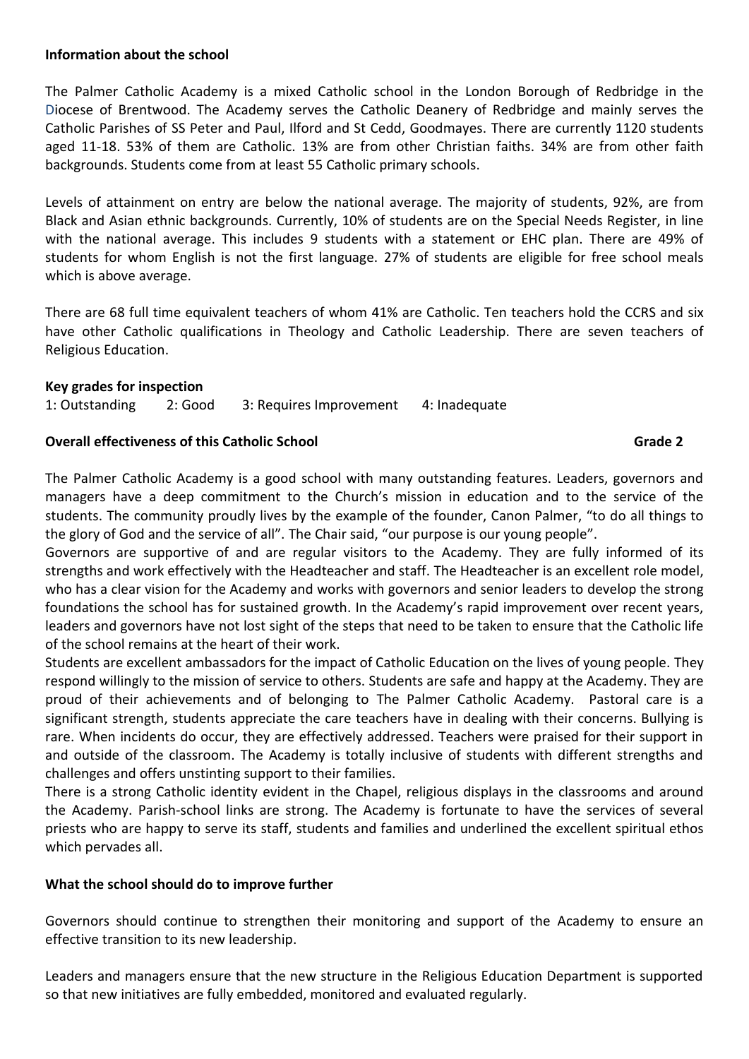**Information about the school**

The Palmer Catholic Academy is a mixed Catholic school in the London Borough of Redbridge in the Diocese of Brentwood. The Academy serves the Catholic Deanery of Redbridge and mainly serves the Catholic Parishes of SS Peter and Paul, Ilford and St Cedd, Goodmayes. There are currently 1120 students aged 11-18. 53% of them are Catholic. 13% are from other Christian faiths. 34% are from other faith backgrounds. Students come from at least 55 Catholic primary schools.

Levels of attainment on entry are below the national average. The majority of students, 92%, are from Black and Asian ethnic backgrounds. Currently, 10% of students are on the Special Needs Register, in line with the national average. This includes 9 students with a statement or EHC plan. There are 49% of students for whom English is not the first language. 27% of students are eligible for free school meals which is above average.

There are 68 full time equivalent teachers of whom 41% are Catholic. Ten teachers hold the CCRS and six have other Catholic qualifications in Theology and Catholic Leadership. There are seven teachers of Religious Education.

**Key grades for inspection**

1: Outstanding    2: Good    3: Requires Improvement    4: Inadequate

**Overall effectiveness of this Catholic School** **Grade 2**

The Palmer Catholic Academy is a good school with many outstanding features. Leaders, governors and managers have a deep commitment to the Church's mission in education and to the service of the students. The community proudly lives by the example of the founder, Canon Palmer, "to do all things to the glory of God and the service of all". The Chair said, "our purpose is our young people".

Governors are supportive of and are regular visitors to the Academy. They are fully informed of its strengths and work effectively with the Headteacher and staff. The Headteacher is an excellent role model, who has a clear vision for the Academy and works with governors and senior leaders to develop the strong foundations the school has for sustained growth. In the Academy's rapid improvement over recent years, leaders and governors have not lost sight of the steps that need to be taken to ensure that the Catholic life of the school remains at the heart of their work.

Students are excellent ambassadors for the impact of Catholic Education on the lives of young people. They respond willingly to the mission of service to others. Students are safe and happy at the Academy. They are proud of their achievements and of belonging to The Palmer Catholic Academy. Pastoral care is a significant strength, students appreciate the care teachers have in dealing with their concerns. Bullying is rare. When incidents do occur, they are effectively addressed. Teachers were praised for their support in and outside of the classroom. The Academy is totally inclusive of students with different strengths and challenges and offers unstinting support to their families.

There is a strong Catholic identity evident in the Chapel, religious displays in the classrooms and around the Academy. Parish-school links are strong. The Academy is fortunate to have the services of several priests who are happy to serve its staff, students and families and underlined the excellent spiritual ethos which pervades all.

**What the school should do to improve further**

Governors should continue to strengthen their monitoring and support of the Academy to ensure an effective transition to its new leadership.

Leaders and managers ensure that the new structure in the Religious Education Department is supported so that new initiatives are fully embedded, monitored and evaluated regularly.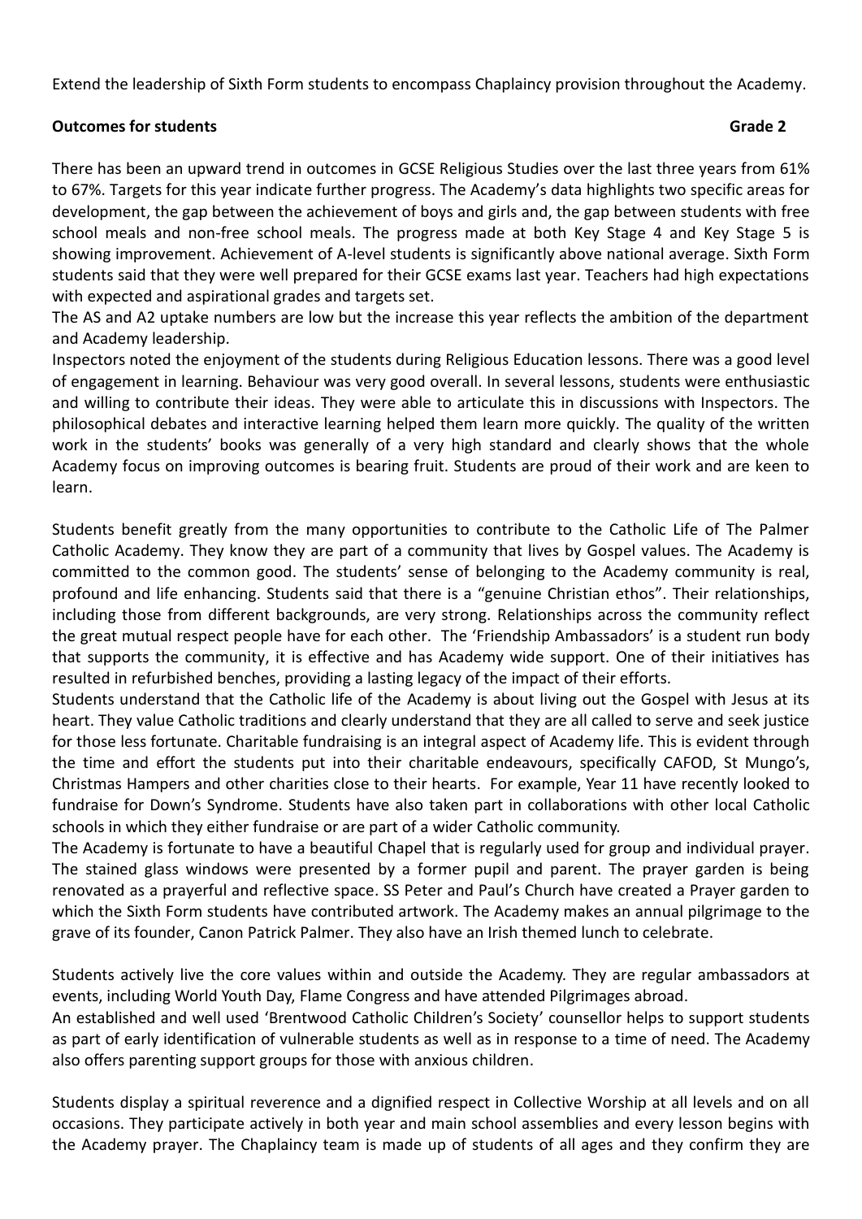Extend the leadership of Sixth Form students to encompass Chaplaincy provision throughout the Academy.

**Outcomes for students** **Grade 2**

There has been an upward trend in outcomes in GCSE Religious Studies over the last three years from 61% to 67%. Targets for this year indicate further progress. The Academy's data highlights two specific areas for development, the gap between the achievement of boys and girls and, the gap between students with free school meals and non-free school meals. The progress made at both Key Stage 4 and Key Stage 5 is showing improvement. Achievement of A-level students is significantly above national average. Sixth Form students said that they were well prepared for their GCSE exams last year. Teachers had high expectations with expected and aspirational grades and targets set.

The AS and A2 uptake numbers are low but the increase this year reflects the ambition of the department and Academy leadership.

Inspectors noted the enjoyment of the students during Religious Education lessons. There was a good level of engagement in learning. Behaviour was very good overall. In several lessons, students were enthusiastic and willing to contribute their ideas. They were able to articulate this in discussions with Inspectors. The philosophical debates and interactive learning helped them learn more quickly. The quality of the written work in the students' books was generally of a very high standard and clearly shows that the whole Academy focus on improving outcomes is bearing fruit. Students are proud of their work and are keen to learn.

Students benefit greatly from the many opportunities to contribute to the Catholic Life of The Palmer Catholic Academy. They know they are part of a community that lives by Gospel values. The Academy is committed to the common good. The students' sense of belonging to the Academy community is real, profound and life enhancing. Students said that there is a "genuine Christian ethos". Their relationships, including those from different backgrounds, are very strong. Relationships across the community reflect the great mutual respect people have for each other. The 'Friendship Ambassadors' is a student run body that supports the community, it is effective and has Academy wide support. One of their initiatives has resulted in refurbished benches, providing a lasting legacy of the impact of their efforts.

Students understand that the Catholic life of the Academy is about living out the Gospel with Jesus at its heart. They value Catholic traditions and clearly understand that they are all called to serve and seek justice for those less fortunate. Charitable fundraising is an integral aspect of Academy life. This is evident through the time and effort the students put into their charitable endeavours, specifically CAFOD, St Mungo's, Christmas Hampers and other charities close to their hearts. For example, Year 11 have recently looked to fundraise for Down's Syndrome. Students have also taken part in collaborations with other local Catholic schools in which they either fundraise or are part of a wider Catholic community.

The Academy is fortunate to have a beautiful Chapel that is regularly used for group and individual prayer. The stained glass windows were presented by a former pupil and parent. The prayer garden is being renovated as a prayerful and reflective space. SS Peter and Paul's Church have created a Prayer garden to which the Sixth Form students have contributed artwork. The Academy makes an annual pilgrimage to the grave of its founder, Canon Patrick Palmer. They also have an Irish themed lunch to celebrate.

Students actively live the core values within and outside the Academy. They are regular ambassadors at events, including World Youth Day, Flame Congress and have attended Pilgrimages abroad.

An established and well used 'Brentwood Catholic Children's Society' counsellor helps to support students as part of early identification of vulnerable students as well as in response to a time of need. The Academy also offers parenting support groups for those with anxious children.

Students display a spiritual reverence and a dignified respect in Collective Worship at all levels and on all occasions. They participate actively in both year and main school assemblies and every lesson begins with the Academy prayer. The Chaplaincy team is made up of students of all ages and they confirm they are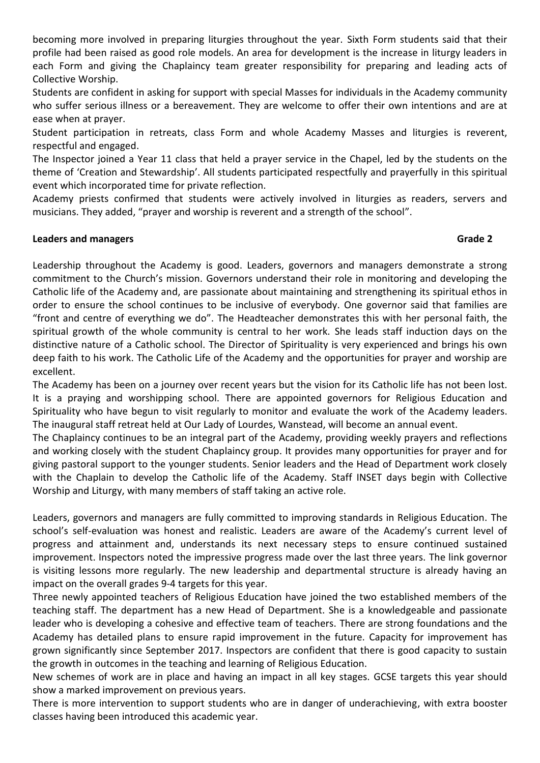becoming more involved in preparing liturgies throughout the year. Sixth Form students said that their profile had been raised as good role models. An area for development is the increase in liturgy leaders in each Form and giving the Chaplaincy team greater responsibility for preparing and leading acts of Collective Worship.

Students are confident in asking for support with special Masses for individuals in the Academy community who suffer serious illness or a bereavement. They are welcome to offer their own intentions and are at ease when at prayer.

Student participation in retreats, class Form and whole Academy Masses and liturgies is reverent, respectful and engaged.

The Inspector joined a Year 11 class that held a prayer service in the Chapel, led by the students on the theme of 'Creation and Stewardship'. All students participated respectfully and prayerfully in this spiritual event which incorporated time for private reflection.

Academy priests confirmed that students were actively involved in liturgies as readers, servers and musicians. They added, "prayer and worship is reverent and a strength of the school".

**Leaders and managers** **Grade 2**

Leadership throughout the Academy is good. Leaders, governors and managers demonstrate a strong commitment to the Church's mission. Governors understand their role in monitoring and developing the Catholic life of the Academy and, are passionate about maintaining and strengthening its spiritual ethos in order to ensure the school continues to be inclusive of everybody. One governor said that families are "front and centre of everything we do". The Headteacher demonstrates this with her personal faith, the spiritual growth of the whole community is central to her work. She leads staff induction days on the distinctive nature of a Catholic school. The Director of Spirituality is very experienced and brings his own deep faith to his work. The Catholic Life of the Academy and the opportunities for prayer and worship are excellent.

The Academy has been on a journey over recent years but the vision for its Catholic life has not been lost. It is a praying and worshipping school. There are appointed governors for Religious Education and Spirituality who have begun to visit regularly to monitor and evaluate the work of the Academy leaders. The inaugural staff retreat held at Our Lady of Lourdes, Wanstead, will become an annual event.

The Chaplaincy continues to be an integral part of the Academy, providing weekly prayers and reflections and working closely with the student Chaplaincy group. It provides many opportunities for prayer and for giving pastoral support to the younger students. Senior leaders and the Head of Department work closely with the Chaplain to develop the Catholic life of the Academy. Staff INSET days begin with Collective Worship and Liturgy, with many members of staff taking an active role.

Leaders, governors and managers are fully committed to improving standards in Religious Education. The school's self-evaluation was honest and realistic. Leaders are aware of the Academy's current level of progress and attainment and, understands its next necessary steps to ensure continued sustained improvement. Inspectors noted the impressive progress made over the last three years. The link governor is visiting lessons more regularly. The new leadership and departmental structure is already having an impact on the overall grades 9-4 targets for this year.

Three newly appointed teachers of Religious Education have joined the two established members of the teaching staff. The department has a new Head of Department. She is a knowledgeable and passionate leader who is developing a cohesive and effective team of teachers. There are strong foundations and the Academy has detailed plans to ensure rapid improvement in the future. Capacity for improvement has grown significantly since September 2017. Inspectors are confident that there is good capacity to sustain the growth in outcomes in the teaching and learning of Religious Education.

New schemes of work are in place and having an impact in all key stages. GCSE targets this year should show a marked improvement on previous years.

There is more intervention to support students who are in danger of underachieving, with extra booster classes having been introduced this academic year.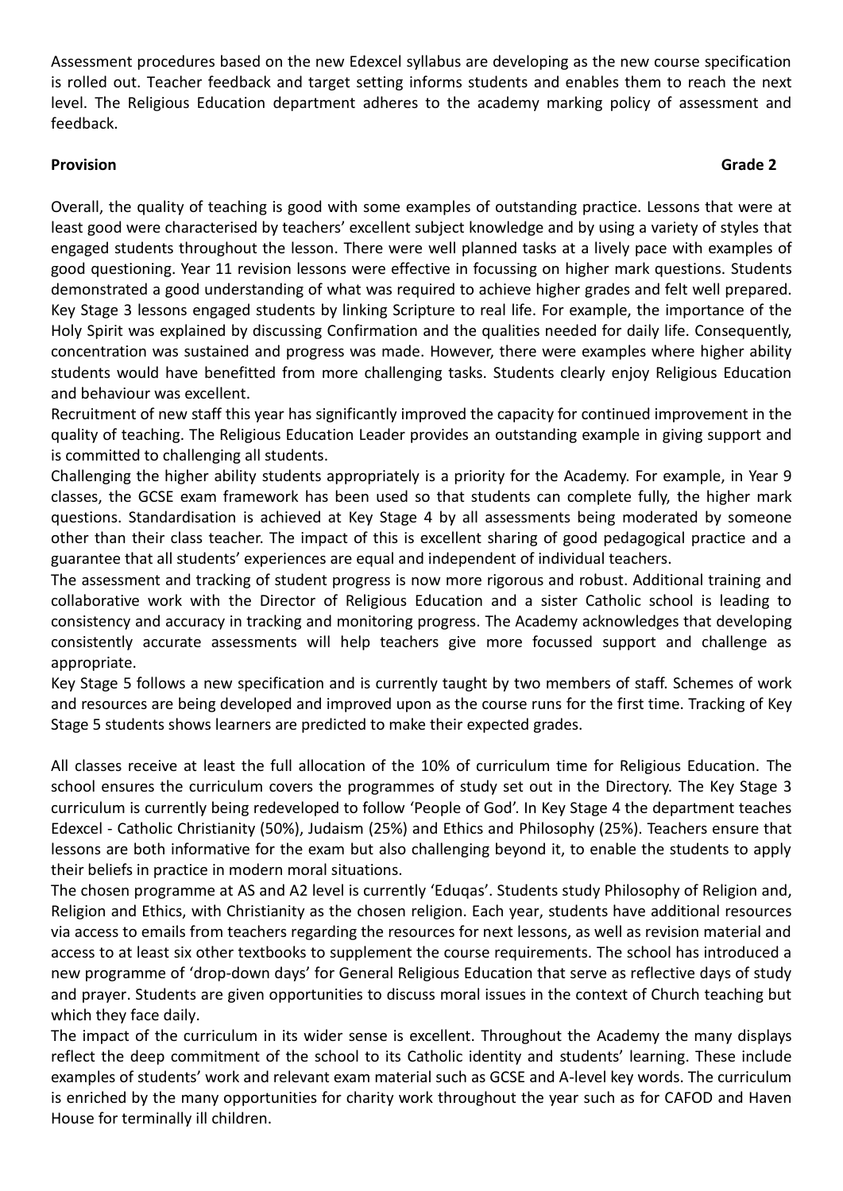Assessment procedures based on the new Edexcel syllabus are developing as the new course specification is rolled out. Teacher feedback and target setting informs students and enables them to reach the next level. The Religious Education department adheres to the academy marking policy of assessment and feedback.

**Provision** **Grade 2**

Overall, the quality of teaching is good with some examples of outstanding practice. Lessons that were at least good were characterised by teachers' excellent subject knowledge and by using a variety of styles that engaged students throughout the lesson. There were well planned tasks at a lively pace with examples of good questioning. Year 11 revision lessons were effective in focussing on higher mark questions. Students demonstrated a good understanding of what was required to achieve higher grades and felt well prepared. Key Stage 3 lessons engaged students by linking Scripture to real life. For example, the importance of the Holy Spirit was explained by discussing Confirmation and the qualities needed for daily life. Consequently, concentration was sustained and progress was made. However, there were examples where higher ability students would have benefitted from more challenging tasks. Students clearly enjoy Religious Education and behaviour was excellent.

Recruitment of new staff this year has significantly improved the capacity for continued improvement in the quality of teaching. The Religious Education Leader provides an outstanding example in giving support and is committed to challenging all students.

Challenging the higher ability students appropriately is a priority for the Academy. For example, in Year 9 classes, the GCSE exam framework has been used so that students can complete fully, the higher mark questions. Standardisation is achieved at Key Stage 4 by all assessments being moderated by someone other than their class teacher. The impact of this is excellent sharing of good pedagogical practice and a guarantee that all students' experiences are equal and independent of individual teachers.

The assessment and tracking of student progress is now more rigorous and robust. Additional training and collaborative work with the Director of Religious Education and a sister Catholic school is leading to consistency and accuracy in tracking and monitoring progress. The Academy acknowledges that developing consistently accurate assessments will help teachers give more focussed support and challenge as appropriate.

Key Stage 5 follows a new specification and is currently taught by two members of staff. Schemes of work and resources are being developed and improved upon as the course runs for the first time. Tracking of Key Stage 5 students shows learners are predicted to make their expected grades.

All classes receive at least the full allocation of the 10% of curriculum time for Religious Education. The school ensures the curriculum covers the programmes of study set out in the Directory. The Key Stage 3 curriculum is currently being redeveloped to follow 'People of God'. In Key Stage 4 the department teaches Edexcel - Catholic Christianity (50%), Judaism (25%) and Ethics and Philosophy (25%). Teachers ensure that lessons are both informative for the exam but also challenging beyond it, to enable the students to apply their beliefs in practice in modern moral situations.

The chosen programme at AS and A2 level is currently 'Eduqas'. Students study Philosophy of Religion and, Religion and Ethics, with Christianity as the chosen religion. Each year, students have additional resources via access to emails from teachers regarding the resources for next lessons, as well as revision material and access to at least six other textbooks to supplement the course requirements. The school has introduced a new programme of 'drop-down days' for General Religious Education that serve as reflective days of study and prayer. Students are given opportunities to discuss moral issues in the context of Church teaching but which they face daily.

The impact of the curriculum in its wider sense is excellent. Throughout the Academy the many displays reflect the deep commitment of the school to its Catholic identity and students' learning. These include examples of students' work and relevant exam material such as GCSE and A-level key words. The curriculum is enriched by the many opportunities for charity work throughout the year such as for CAFOD and Haven House for terminally ill children.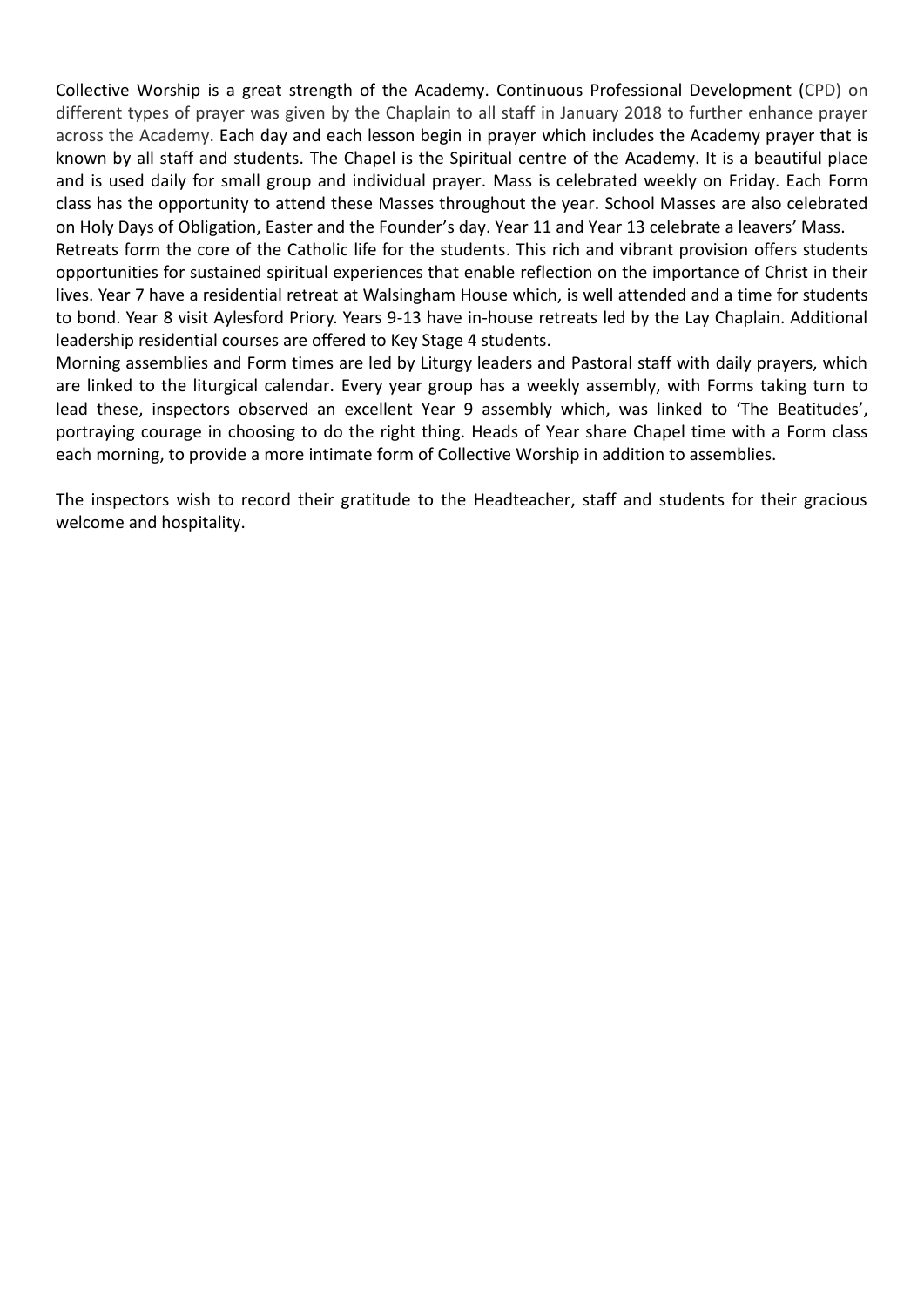Collective Worship is a great strength of the Academy. Continuous Professional Development (CPD) on different types of prayer was given by the Chaplain to all staff in January 2018 to further enhance prayer across the Academy. Each day and each lesson begin in prayer which includes the Academy prayer that is known by all staff and students. The Chapel is the Spiritual centre of the Academy. It is a beautiful place and is used daily for small group and individual prayer. Mass is celebrated weekly on Friday. Each Form class has the opportunity to attend these Masses throughout the year. School Masses are also celebrated on Holy Days of Obligation, Easter and the Founder's day. Year 11 and Year 13 celebrate a leavers' Mass.

Retreats form the core of the Catholic life for the students. This rich and vibrant provision offers students opportunities for sustained spiritual experiences that enable reflection on the importance of Christ in their lives. Year 7 have a residential retreat at Walsingham House which, is well attended and a time for students to bond. Year 8 visit Aylesford Priory. Years 9-13 have in-house retreats led by the Lay Chaplain. Additional leadership residential courses are offered to Key Stage 4 students.

Morning assemblies and Form times are led by Liturgy leaders and Pastoral staff with daily prayers, which are linked to the liturgical calendar. Every year group has a weekly assembly, with Forms taking turn to lead these, inspectors observed an excellent Year 9 assembly which, was linked to 'The Beatitudes', portraying courage in choosing to do the right thing. Heads of Year share Chapel time with a Form class each morning, to provide a more intimate form of Collective Worship in addition to assemblies.

The inspectors wish to record their gratitude to the Headteacher, staff and students for their gracious welcome and hospitality.